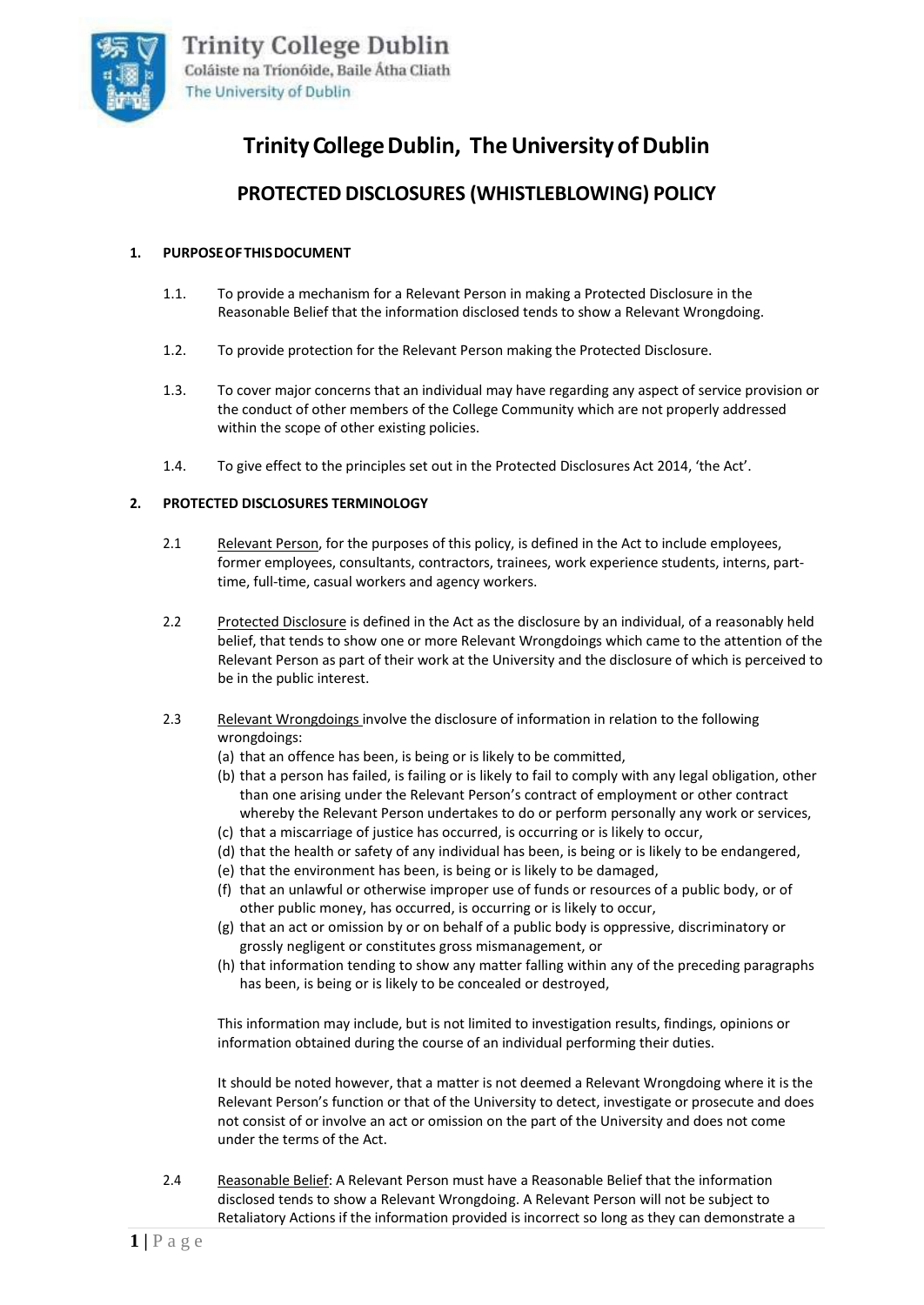Trinity College Dublin
Coláiste na Tríonóide, Baile Átha Cliath
The University of Dublin

# Trinity College Dublin, The University of Dublin

## PROTECTED DISCLOSURES (WHISTLEBLOWING) POLICY

### 1. PURPOSE OF THIS DOCUMENT

1.1. To provide a mechanism for a Relevant Person in making a Protected Disclosure in the Reasonable Belief that the information disclosed tends to show a Relevant Wrongdoing.

1.2. To provide protection for the Relevant Person making the Protected Disclosure.

1.3. To cover major concerns that an individual may have regarding any aspect of service provision or the conduct of other members of the College Community which are not properly addressed within the scope of other existing policies.

1.4. To give effect to the principles set out in the Protected Disclosures Act 2014, 'the Act'.

### 2. PROTECTED DISCLOSURES TERMINOLOGY

2.1 Relevant Person, for the purposes of this policy, is defined in the Act to include employees, former employees, consultants, contractors, trainees, work experience students, interns, part-time, full-time, casual workers and agency workers.

2.2 Protected Disclosure is defined in the Act as the disclosure by an individual, of a reasonably held belief, that tends to show one or more Relevant Wrongdoings which came to the attention of the Relevant Person as part of their work at the University and the disclosure of which is perceived to be in the public interest.

2.3 Relevant Wrongdoings involve the disclosure of information in relation to the following wrongdoings:

(a) that an offence has been, is being or is likely to be committed,
(b) that a person has failed, is failing or is likely to fail to comply with any legal obligation, other than one arising under the Relevant Person's contract of employment or other contract whereby the Relevant Person undertakes to do or perform personally any work or services,
(c) that a miscarriage of justice has occurred, is occurring or is likely to occur,
(d) that the health or safety of any individual has been, is being or is likely to be endangered,
(e) that the environment has been, is being or is likely to be damaged,
(f) that an unlawful or otherwise improper use of funds or resources of a public body, or of other public money, has occurred, is occurring or is likely to occur,
(g) that an act or omission by or on behalf of a public body is oppressive, discriminatory or grossly negligent or constitutes gross mismanagement, or
(h) that information tending to show any matter falling within any of the preceding paragraphs has been, is being or is likely to be concealed or destroyed,

This information may include, but is not limited to investigation results, findings, opinions or information obtained during the course of an individual performing their duties.

It should be noted however, that a matter is not deemed a Relevant Wrongdoing where it is the Relevant Person's function or that of the University to detect, investigate or prosecute and does not consist of or involve an act or omission on the part of the University and does not come under the terms of the Act.

2.4 Reasonable Belief: A Relevant Person must have a Reasonable Belief that the information disclosed tends to show a Relevant Wrongdoing. A Relevant Person will not be subject to Retaliatory Actions if the information provided is incorrect so long as they can demonstrate a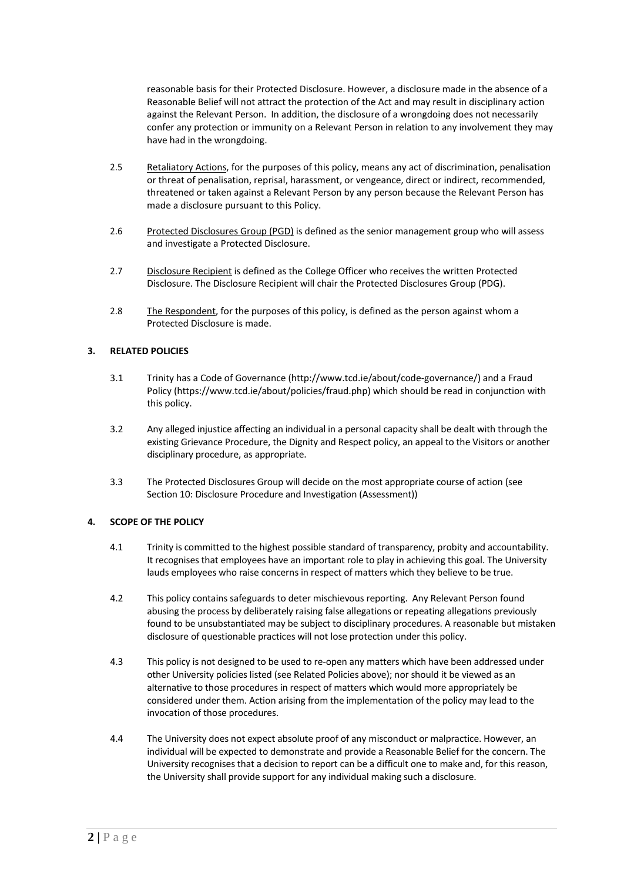reasonable basis for their Protected Disclosure. However, a disclosure made in the absence of a Reasonable Belief will not attract the protection of the Act and may result in disciplinary action against the Relevant Person. In addition, the disclosure of a wrongdoing does not necessarily confer any protection or immunity on a Relevant Person in relation to any involvement they may have had in the wrongdoing.

2.5 Retaliatory Actions, for the purposes of this policy, means any act of discrimination, penalisation or threat of penalisation, reprisal, harassment, or vengeance, direct or indirect, recommended, threatened or taken against a Relevant Person by any person because the Relevant Person has made a disclosure pursuant to this Policy.

2.6 Protected Disclosures Group (PGD) is defined as the senior management group who will assess and investigate a Protected Disclosure.

2.7 Disclosure Recipient is defined as the College Officer who receives the written Protected Disclosure. The Disclosure Recipient will chair the Protected Disclosures Group (PDG).

2.8 The Respondent, for the purposes of this policy, is defined as the person against whom a Protected Disclosure is made.

## 3. RELATED POLICIES

3.1 Trinity has a Code of Governance (http://www.tcd.ie/about/code-governance/) and a Fraud Policy (https://www.tcd.ie/about/policies/fraud.php) which should be read in conjunction with this policy.

3.2 Any alleged injustice affecting an individual in a personal capacity shall be dealt with through the existing Grievance Procedure, the Dignity and Respect policy, an appeal to the Visitors or another disciplinary procedure, as appropriate.

3.3 The Protected Disclosures Group will decide on the most appropriate course of action (see Section 10: Disclosure Procedure and Investigation (Assessment))

## 4. SCOPE OF THE POLICY

4.1 Trinity is committed to the highest possible standard of transparency, probity and accountability. It recognises that employees have an important role to play in achieving this goal. The University lauds employees who raise concerns in respect of matters which they believe to be true.

4.2 This policy contains safeguards to deter mischievous reporting. Any Relevant Person found abusing the process by deliberately raising false allegations or repeating allegations previously found to be unsubstantiated may be subject to disciplinary procedures. A reasonable but mistaken disclosure of questionable practices will not lose protection under this policy.

4.3 This policy is not designed to be used to re-open any matters which have been addressed under other University policies listed (see Related Policies above); nor should it be viewed as an alternative to those procedures in respect of matters which would more appropriately be considered under them. Action arising from the implementation of the policy may lead to the invocation of those procedures.

4.4 The University does not expect absolute proof of any misconduct or malpractice. However, an individual will be expected to demonstrate and provide a Reasonable Belief for the concern. The University recognises that a decision to report can be a difficult one to make and, for this reason, the University shall provide support for any individual making such a disclosure.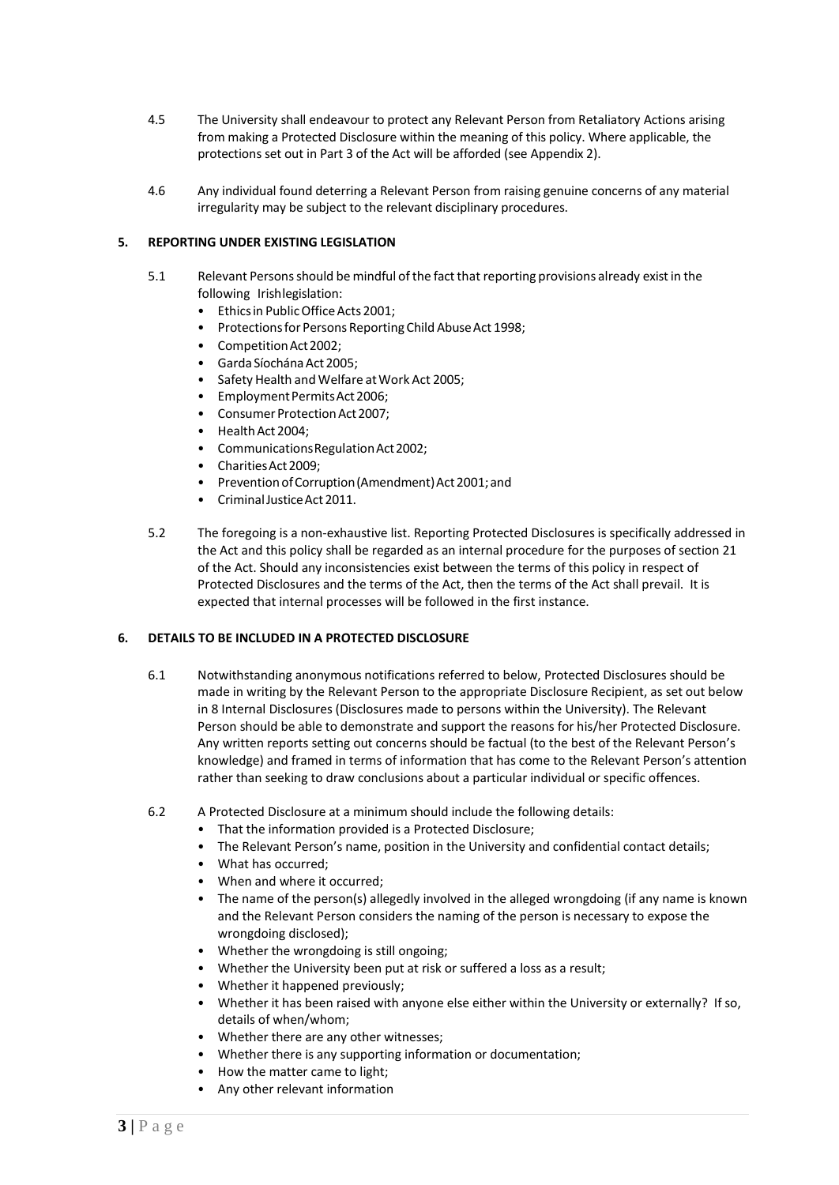4.5 The University shall endeavour to protect any Relevant Person from Retaliatory Actions arising from making a Protected Disclosure within the meaning of this policy. Where applicable, the protections set out in Part 3 of the Act will be afforded (see Appendix 2).

4.6 Any individual found deterring a Relevant Person from raising genuine concerns of any material irregularity may be subject to the relevant disciplinary procedures.

## 5. REPORTING UNDER EXISTING LEGISLATION

5.1 Relevant Persons should be mindful of the fact that reporting provisions already exist in the following Irish legislation:

- Ethics in Public Office Acts 2001;
- Protections for Persons Reporting Child Abuse Act 1998;
- Competition Act 2002;
- Garda Síochána Act 2005;
- Safety Health and Welfare at Work Act 2005;
- Employment Permits Act 2006;
- Consumer Protection Act 2007;
- Health Act 2004;
- Communications Regulation Act 2002;
- Charities Act 2009;
- Prevention of Corruption (Amendment) Act 2001; and
- Criminal Justice Act 2011.

5.2 The foregoing is a non-exhaustive list. Reporting Protected Disclosures is specifically addressed in the Act and this policy shall be regarded as an internal procedure for the purposes of section 21 of the Act. Should any inconsistencies exist between the terms of this policy in respect of Protected Disclosures and the terms of the Act, then the terms of the Act shall prevail. It is expected that internal processes will be followed in the first instance.

## 6. DETAILS TO BE INCLUDED IN A PROTECTED DISCLOSURE

6.1 Notwithstanding anonymous notifications referred to below, Protected Disclosures should be made in writing by the Relevant Person to the appropriate Disclosure Recipient, as set out below in 8 Internal Disclosures (Disclosures made to persons within the University). The Relevant Person should be able to demonstrate and support the reasons for his/her Protected Disclosure. Any written reports setting out concerns should be factual (to the best of the Relevant Person's knowledge) and framed in terms of information that has come to the Relevant Person's attention rather than seeking to draw conclusions about a particular individual or specific offences.

6.2 A Protected Disclosure at a minimum should include the following details:

- That the information provided is a Protected Disclosure;
- The Relevant Person's name, position in the University and confidential contact details;
- What has occurred;
- When and where it occurred;
- The name of the person(s) allegedly involved in the alleged wrongdoing (if any name is known and the Relevant Person considers the naming of the person is necessary to expose the wrongdoing disclosed);
- Whether the wrongdoing is still ongoing;
- Whether the University been put at risk or suffered a loss as a result;
- Whether it happened previously;
- Whether it has been raised with anyone else either within the University or externally? If so, details of when/whom;
- Whether there are any other witnesses;
- Whether there is any supporting information or documentation;
- How the matter came to light;
- Any other relevant information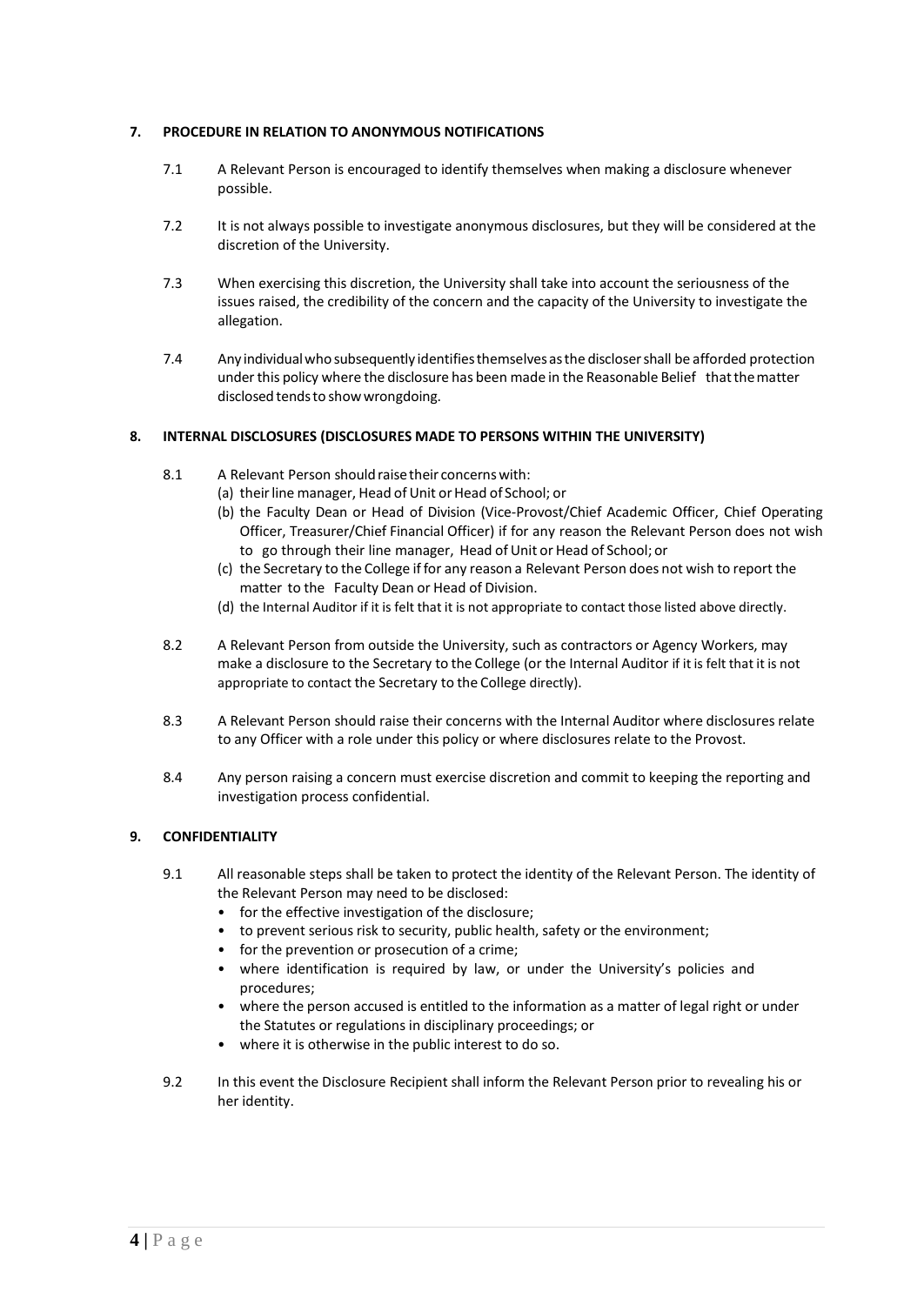## 7. PROCEDURE IN RELATION TO ANONYMOUS NOTIFICATIONS

7.1 A Relevant Person is encouraged to identify themselves when making a disclosure whenever possible.

7.2 It is not always possible to investigate anonymous disclosures, but they will be considered at the discretion of the University.

7.3 When exercising this discretion, the University shall take into account the seriousness of the issues raised, the credibility of the concern and the capacity of the University to investigate the allegation.

7.4 Any individual who subsequently identifies themselves as the discloser shall be afforded protection under this policy where the disclosure has been made in the Reasonable Belief that the matter disclosed tends to show wrongdoing.

## 8. INTERNAL DISCLOSURES (DISCLOSURES MADE TO PERSONS WITHIN THE UNIVERSITY)

8.1 A Relevant Person should raise their concerns with:

(a) their line manager, Head of Unit or Head of School; or

(b) the Faculty Dean or Head of Division (Vice-Provost/Chief Academic Officer, Chief Operating Officer, Treasurer/Chief Financial Officer) if for any reason the Relevant Person does not wish to go through their line manager, Head of Unit or Head of School; or

(c) the Secretary to the College if for any reason a Relevant Person does not wish to report the matter to the Faculty Dean or Head of Division.

(d) the Internal Auditor if it is felt that it is not appropriate to contact those listed above directly.

8.2 A Relevant Person from outside the University, such as contractors or Agency Workers, may make a disclosure to the Secretary to the College (or the Internal Auditor if it is felt that it is not appropriate to contact the Secretary to the College directly).

8.3 A Relevant Person should raise their concerns with the Internal Auditor where disclosures relate to any Officer with a role under this policy or where disclosures relate to the Provost.

8.4 Any person raising a concern must exercise discretion and commit to keeping the reporting and investigation process confidential.

## 9. CONFIDENTIALITY

9.1 All reasonable steps shall be taken to protect the identity of the Relevant Person. The identity of the Relevant Person may need to be disclosed:

- for the effective investigation of the disclosure;
- to prevent serious risk to security, public health, safety or the environment;
- for the prevention or prosecution of a crime;
- where identification is required by law, or under the University's policies and procedures;
- where the person accused is entitled to the information as a matter of legal right or under the Statutes or regulations in disciplinary proceedings; or
- where it is otherwise in the public interest to do so.

9.2 In this event the Disclosure Recipient shall inform the Relevant Person prior to revealing his or her identity.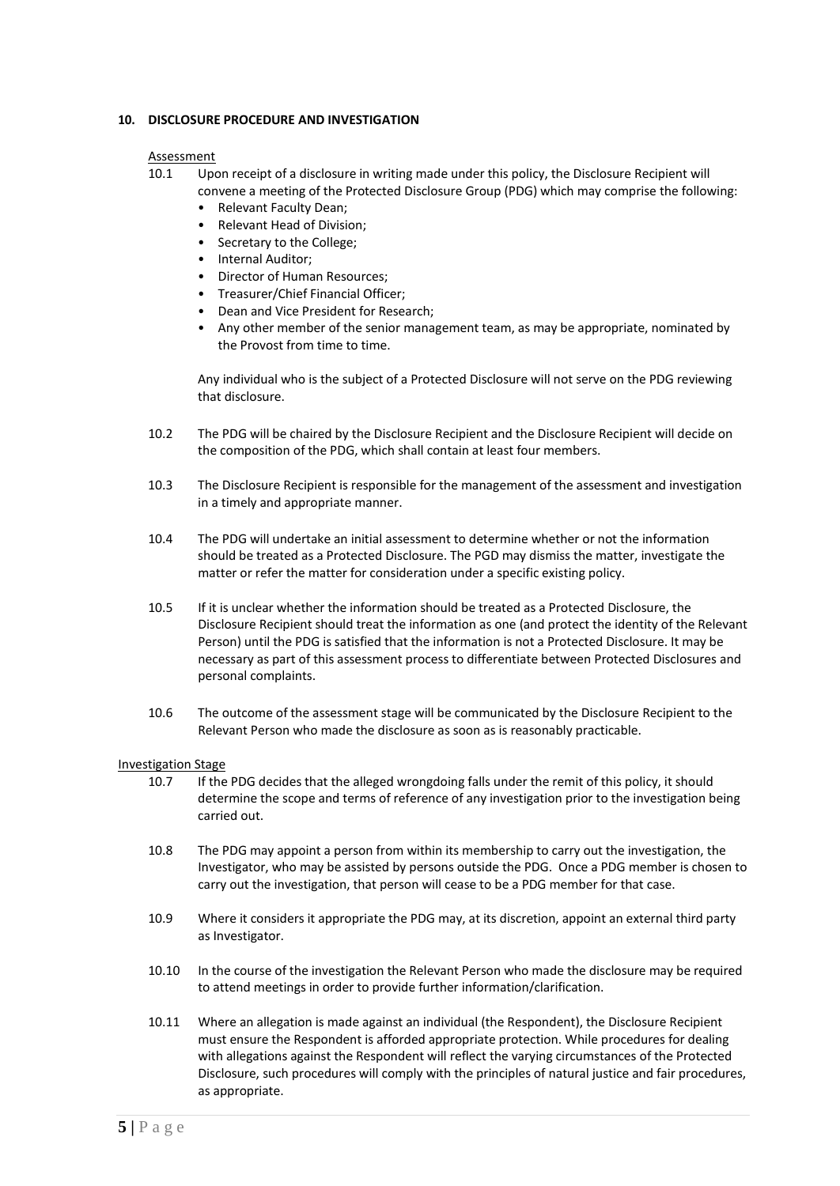## 10. DISCLOSURE PROCEDURE AND INVESTIGATION

Assessment

10.1 Upon receipt of a disclosure in writing made under this policy, the Disclosure Recipient will convene a meeting of the Protected Disclosure Group (PDG) which may comprise the following:

- Relevant Faculty Dean;
- Relevant Head of Division;
- Secretary to the College;
- Internal Auditor;
- Director of Human Resources;
- Treasurer/Chief Financial Officer;
- Dean and Vice President for Research;
- Any other member of the senior management team, as may be appropriate, nominated by the Provost from time to time.

Any individual who is the subject of a Protected Disclosure will not serve on the PDG reviewing that disclosure.

10.2 The PDG will be chaired by the Disclosure Recipient and the Disclosure Recipient will decide on the composition of the PDG, which shall contain at least four members.

10.3 The Disclosure Recipient is responsible for the management of the assessment and investigation in a timely and appropriate manner.

10.4 The PDG will undertake an initial assessment to determine whether or not the information should be treated as a Protected Disclosure. The PGD may dismiss the matter, investigate the matter or refer the matter for consideration under a specific existing policy.

10.5 If it is unclear whether the information should be treated as a Protected Disclosure, the Disclosure Recipient should treat the information as one (and protect the identity of the Relevant Person) until the PDG is satisfied that the information is not a Protected Disclosure. It may be necessary as part of this assessment process to differentiate between Protected Disclosures and personal complaints.

10.6 The outcome of the assessment stage will be communicated by the Disclosure Recipient to the Relevant Person who made the disclosure as soon as is reasonably practicable.

Investigation Stage

10.7 If the PDG decides that the alleged wrongdoing falls under the remit of this policy, it should determine the scope and terms of reference of any investigation prior to the investigation being carried out.

10.8 The PDG may appoint a person from within its membership to carry out the investigation, the Investigator, who may be assisted by persons outside the PDG. Once a PDG member is chosen to carry out the investigation, that person will cease to be a PDG member for that case.

10.9 Where it considers it appropriate the PDG may, at its discretion, appoint an external third party as Investigator.

10.10 In the course of the investigation the Relevant Person who made the disclosure may be required to attend meetings in order to provide further information/clarification.

10.11 Where an allegation is made against an individual (the Respondent), the Disclosure Recipient must ensure the Respondent is afforded appropriate protection. While procedures for dealing with allegations against the Respondent will reflect the varying circumstances of the Protected Disclosure, such procedures will comply with the principles of natural justice and fair procedures, as appropriate.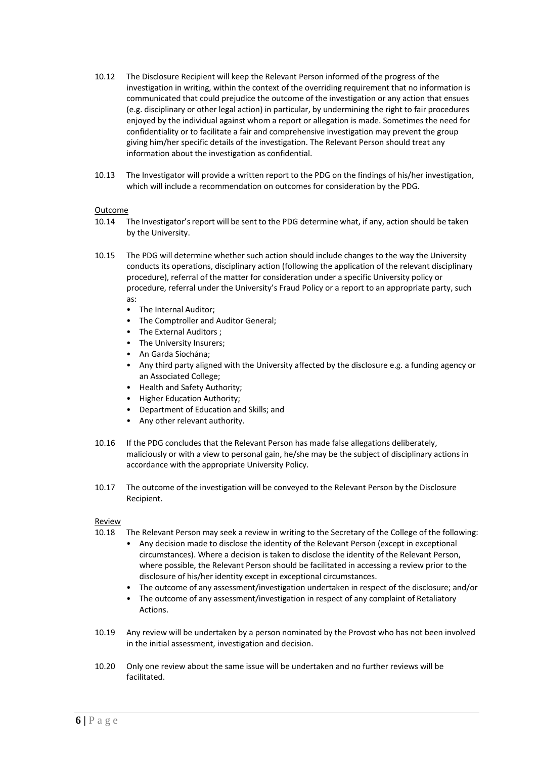10.12 The Disclosure Recipient will keep the Relevant Person informed of the progress of the investigation in writing, within the context of the overriding requirement that no information is communicated that could prejudice the outcome of the investigation or any action that ensues (e.g. disciplinary or other legal action) in particular, by undermining the right to fair procedures enjoyed by the individual against whom a report or allegation is made. Sometimes the need for confidentiality or to facilitate a fair and comprehensive investigation may prevent the group giving him/her specific details of the investigation. The Relevant Person should treat any information about the investigation as confidential.

10.13 The Investigator will provide a written report to the PDG on the findings of his/her investigation, which will include a recommendation on outcomes for consideration by the PDG.

Outcome

10.14 The Investigator's report will be sent to the PDG determine what, if any, action should be taken by the University.

10.15 The PDG will determine whether such action should include changes to the way the University conducts its operations, disciplinary action (following the application of the relevant disciplinary procedure), referral of the matter for consideration under a specific University policy or procedure, referral under the University's Fraud Policy or a report to an appropriate party, such as:

- The Internal Auditor;
- The Comptroller and Auditor General;
- The External Auditors ;
- The University Insurers;
- An Garda Síochána;
- Any third party aligned with the University affected by the disclosure e.g. a funding agency or an Associated College;
- Health and Safety Authority;
- Higher Education Authority;
- Department of Education and Skills; and
- Any other relevant authority.

10.16 If the PDG concludes that the Relevant Person has made false allegations deliberately, maliciously or with a view to personal gain, he/she may be the subject of disciplinary actions in accordance with the appropriate University Policy.

10.17 The outcome of the investigation will be conveyed to the Relevant Person by the Disclosure Recipient.

Review

10.18 The Relevant Person may seek a review in writing to the Secretary of the College of the following:

- Any decision made to disclose the identity of the Relevant Person (except in exceptional circumstances). Where a decision is taken to disclose the identity of the Relevant Person, where possible, the Relevant Person should be facilitated in accessing a review prior to the disclosure of his/her identity except in exceptional circumstances.
- The outcome of any assessment/investigation undertaken in respect of the disclosure; and/or
- The outcome of any assessment/investigation in respect of any complaint of Retaliatory Actions.

10.19 Any review will be undertaken by a person nominated by the Provost who has not been involved in the initial assessment, investigation and decision.

10.20 Only one review about the same issue will be undertaken and no further reviews will be facilitated.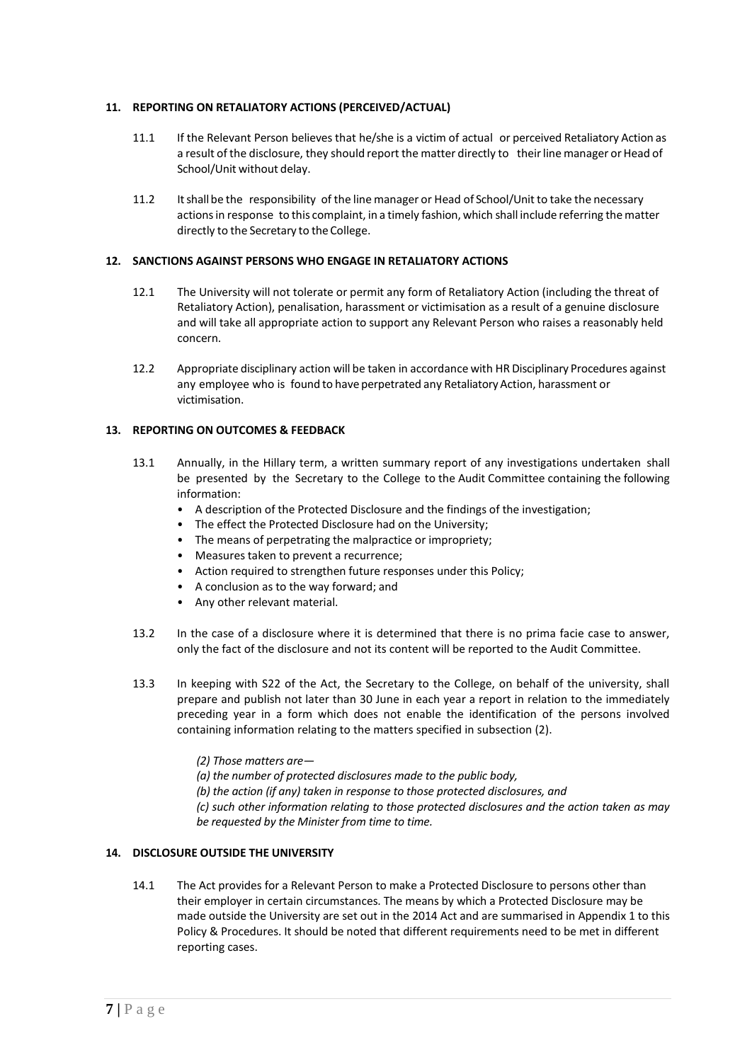### 11. REPORTING ON RETALIATORY ACTIONS (PERCEIVED/ACTUAL)

11.1 If the Relevant Person believes that he/she is a victim of actual or perceived Retaliatory Action as a result of the disclosure, they should report the matter directly to their line manager or Head of School/Unit without delay.

11.2 It shall be the responsibility of the line manager or Head of School/Unit to take the necessary actions in response to this complaint, in a timely fashion, which shall include referring the matter directly to the Secretary to the College.

### 12. SANCTIONS AGAINST PERSONS WHO ENGAGE IN RETALIATORY ACTIONS

12.1 The University will not tolerate or permit any form of Retaliatory Action (including the threat of Retaliatory Action), penalisation, harassment or victimisation as a result of a genuine disclosure and will take all appropriate action to support any Relevant Person who raises a reasonably held concern.

12.2 Appropriate disciplinary action will be taken in accordance with HR Disciplinary Procedures against any employee who is found to have perpetrated any Retaliatory Action, harassment or victimisation.

### 13. REPORTING ON OUTCOMES & FEEDBACK

13.1 Annually, in the Hillary term, a written summary report of any investigations undertaken shall be presented by the Secretary to the College to the Audit Committee containing the following information:

- A description of the Protected Disclosure and the findings of the investigation;
- The effect the Protected Disclosure had on the University;
- The means of perpetrating the malpractice or impropriety;
- Measures taken to prevent a recurrence;
- Action required to strengthen future responses under this Policy;
- A conclusion as to the way forward; and
- Any other relevant material.

13.2 In the case of a disclosure where it is determined that there is no prima facie case to answer, only the fact of the disclosure and not its content will be reported to the Audit Committee.

13.3 In keeping with S22 of the Act, the Secretary to the College, on behalf of the university, shall prepare and publish not later than 30 June in each year a report in relation to the immediately preceding year in a form which does not enable the identification of the persons involved containing information relating to the matters specified in subsection (2).

> *(2) Those matters are—*
> *(a) the number of protected disclosures made to the public body,*
> *(b) the action (if any) taken in response to those protected disclosures, and*
> *(c) such other information relating to those protected disclosures and the action taken as may be requested by the Minister from time to time.*

### 14. DISCLOSURE OUTSIDE THE UNIVERSITY

14.1 The Act provides for a Relevant Person to make a Protected Disclosure to persons other than their employer in certain circumstances. The means by which a Protected Disclosure may be made outside the University are set out in the 2014 Act and are summarised in Appendix 1 to this Policy & Procedures. It should be noted that different requirements need to be met in different reporting cases.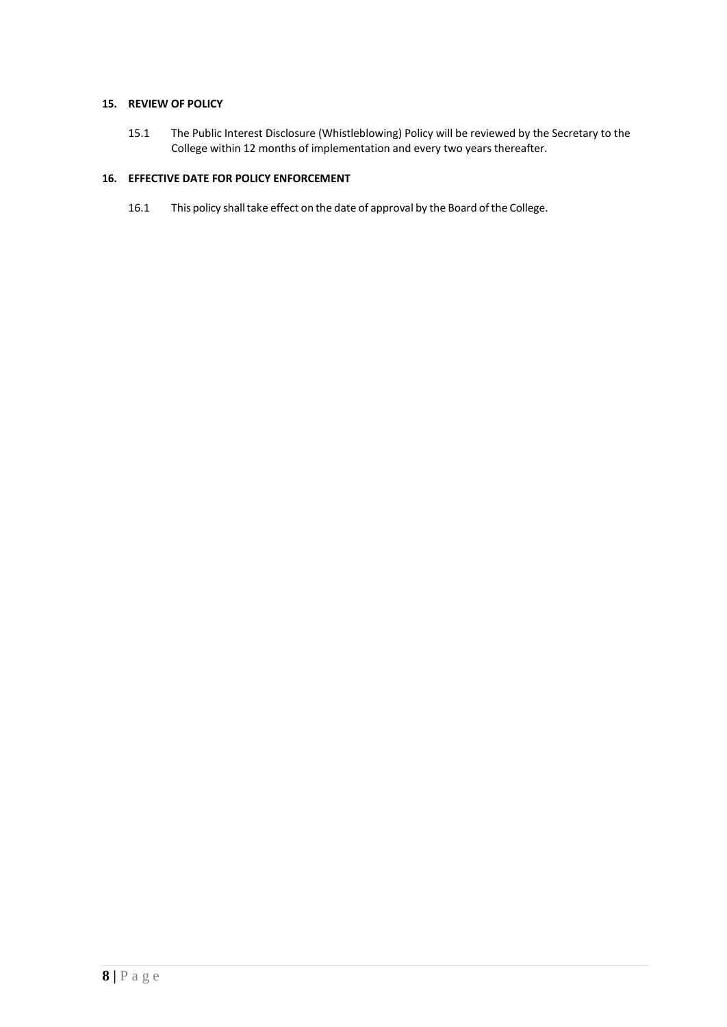## 15. REVIEW OF POLICY

15.1 The Public Interest Disclosure (Whistleblowing) Policy will be reviewed by the Secretary to the College within 12 months of implementation and every two years thereafter.

## 16. EFFECTIVE DATE FOR POLICY ENFORCEMENT

16.1 This policy shall take effect on the date of approval by the Board of the College.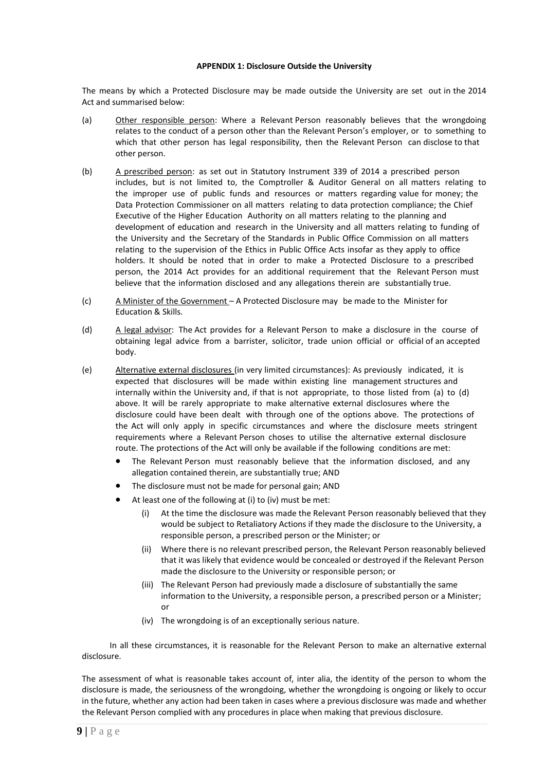**APPENDIX 1: Disclosure Outside the University**

The means by which a Protected Disclosure may be made outside the University are set out in the 2014 Act and summarised below:

(a) Other responsible person: Where a Relevant Person reasonably believes that the wrongdoing relates to the conduct of a person other than the Relevant Person's employer, or to something to which that other person has legal responsibility, then the Relevant Person can disclose to that other person.

(b) A prescribed person: as set out in Statutory Instrument 339 of 2014 a prescribed person includes, but is not limited to, the Comptroller & Auditor General on all matters relating to the improper use of public funds and resources or matters regarding value for money; the Data Protection Commissioner on all matters relating to data protection compliance; the Chief Executive of the Higher Education Authority on all matters relating to the planning and development of education and research in the University and all matters relating to funding of the University and the Secretary of the Standards in Public Office Commission on all matters relating to the supervision of the Ethics in Public Office Acts insofar as they apply to office holders. It should be noted that in order to make a Protected Disclosure to a prescribed person, the 2014 Act provides for an additional requirement that the Relevant Person must believe that the information disclosed and any allegations therein are substantially true.

(c) A Minister of the Government – A Protected Disclosure may be made to the Minister for Education & Skills.

(d) A legal advisor: The Act provides for a Relevant Person to make a disclosure in the course of obtaining legal advice from a barrister, solicitor, trade union official or official of an accepted body.

(e) Alternative external disclosures (in very limited circumstances): As previously indicated, it is expected that disclosures will be made within existing line management structures and internally within the University and, if that is not appropriate, to those listed from (a) to (d) above. It will be rarely appropriate to make alternative external disclosures where the disclosure could have been dealt with through one of the options above. The protections of the Act will only apply in specific circumstances and where the disclosure meets stringent requirements where a Relevant Person choses to utilise the alternative external disclosure route. The protections of the Act will only be available if the following conditions are met:

- The Relevant Person must reasonably believe that the information disclosed, and any allegation contained therein, are substantially true; AND
- The disclosure must not be made for personal gain; AND
- At least one of the following at (i) to (iv) must be met:
  - (i) At the time the disclosure was made the Relevant Person reasonably believed that they would be subject to Retaliatory Actions if they made the disclosure to the University, a responsible person, a prescribed person or the Minister; or
  - (ii) Where there is no relevant prescribed person, the Relevant Person reasonably believed that it was likely that evidence would be concealed or destroyed if the Relevant Person made the disclosure to the University or responsible person; or
  - (iii) The Relevant Person had previously made a disclosure of substantially the same information to the University, a responsible person, a prescribed person or a Minister; or
  - (iv) The wrongdoing is of an exceptionally serious nature.

In all these circumstances, it is reasonable for the Relevant Person to make an alternative external disclosure.

The assessment of what is reasonable takes account of, inter alia, the identity of the person to whom the disclosure is made, the seriousness of the wrongdoing, whether the wrongdoing is ongoing or likely to occur in the future, whether any action had been taken in cases where a previous disclosure was made and whether the Relevant Person complied with any procedures in place when making that previous disclosure.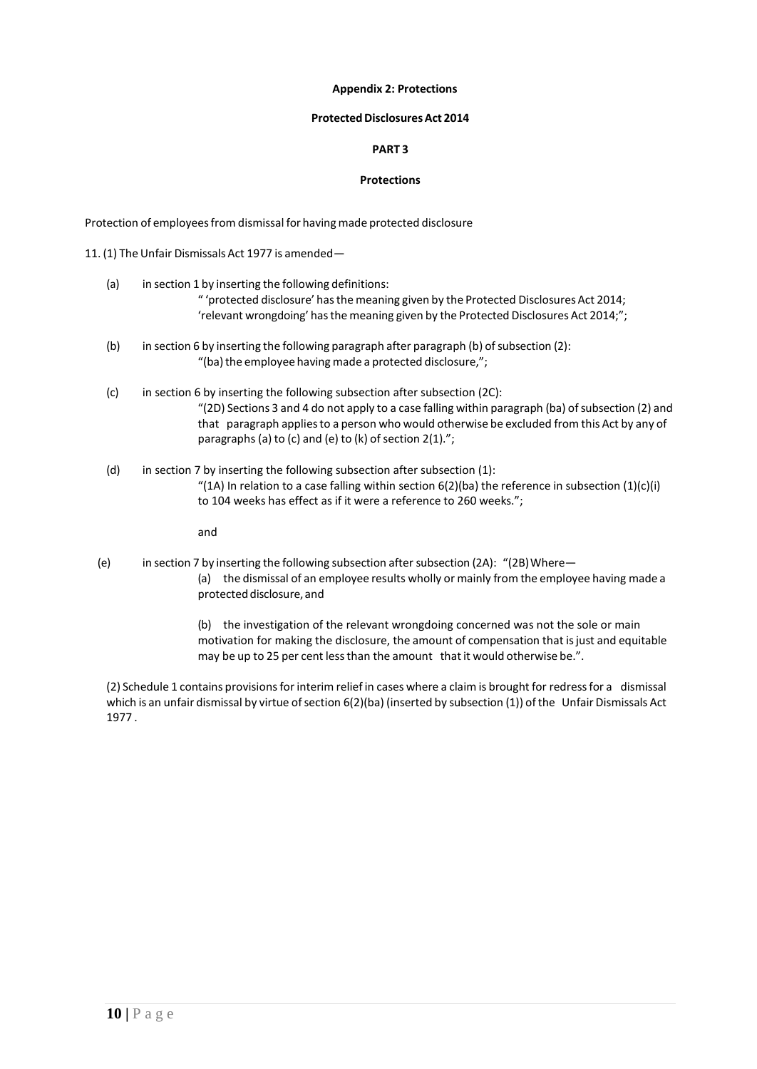**Appendix 2: Protections**

**Protected Disclosures Act 2014**

**PART 3**

**Protections**

Protection of employees from dismissal for having made protected disclosure

11. (1) The Unfair Dismissals Act 1977 is amended—

(a) in section 1 by inserting the following definitions:
   " 'protected disclosure' has the meaning given by the Protected Disclosures Act 2014;
   'relevant wrongdoing' has the meaning given by the Protected Disclosures Act 2014;";

(b) in section 6 by inserting the following paragraph after paragraph (b) of subsection (2):
   "(ba) the employee having made a protected disclosure,";

(c) in section 6 by inserting the following subsection after subsection (2C):
   "(2D) Sections 3 and 4 do not apply to a case falling within paragraph (ba) of subsection (2) and that paragraph applies to a person who would otherwise be excluded from this Act by any of paragraphs (a) to (c) and (e) to (k) of section 2(1).";

(d) in section 7 by inserting the following subsection after subsection (1):
   "(1A) In relation to a case falling within section 6(2)(ba) the reference in subsection (1)(c)(i) to 104 weeks has effect as if it were a reference to 260 weeks.";

   and

(e) in section 7 by inserting the following subsection after subsection (2A): "(2B) Where—
   (a) the dismissal of an employee results wholly or mainly from the employee having made a protected disclosure, and

   (b) the investigation of the relevant wrongdoing concerned was not the sole or main motivation for making the disclosure, the amount of compensation that is just and equitable may be up to 25 per cent less than the amount that it would otherwise be.".

(2) Schedule 1 contains provisions for interim relief in cases where a claim is brought for redress for a dismissal which is an unfair dismissal by virtue of section 6(2)(ba) (inserted by subsection (1)) of the Unfair Dismissals Act 1977 .